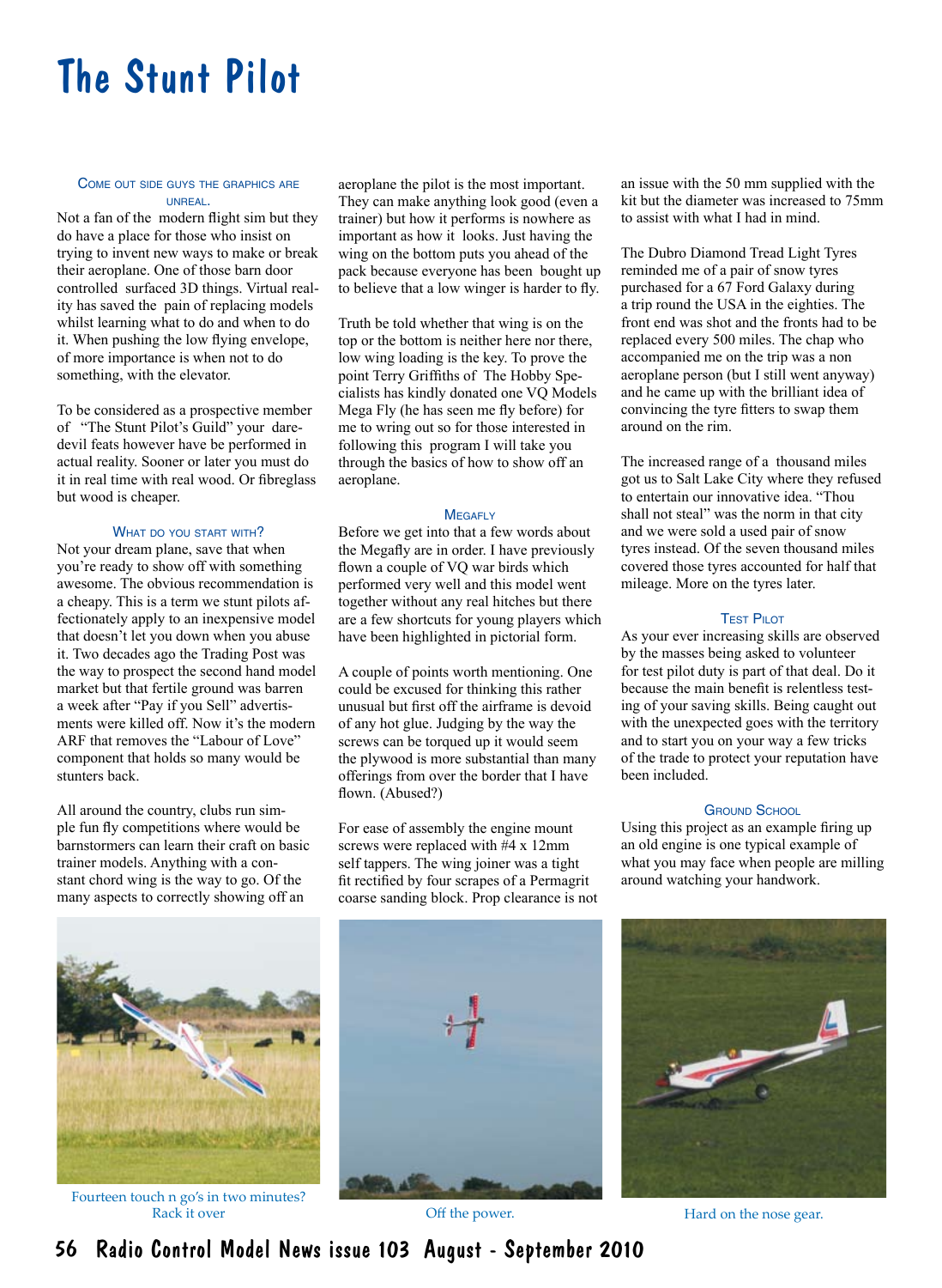# The Stunt Pilot

### Come out side guys the graphics are unreal.

Not a fan of the modern flight sim but they do have a place for those who insist on trying to invent new ways to make or break their aeroplane. One of those barn door controlled surfaced 3D things. Virtual reality has saved the pain of replacing models whilst learning what to do and when to do it. When pushing the low flying envelope, of more importance is when not to do something, with the elevator.

To be considered as a prospective member of "The Stunt Pilot's Guild" your daredevil feats however have be performed in actual reality. Sooner or later you must do it in real time with real wood. Or fibreglass but wood is cheaper.

### What do you start with?

Not your dream plane, save that when you're ready to show off with something awesome. The obvious recommendation is a cheapy. This is a term we stunt pilots affectionately apply to an inexpensive model that doesn't let you down when you abuse it. Two decades ago the Trading Post was the way to prospect the second hand model market but that fertile ground was barren a week after "Pay if you Sell" advertisments were killed off. Now it's the modern ARF that removes the "Labour of Love" component that holds so many would be stunters back.

All around the country, clubs run simple fun fly competitions where would be barnstormers can learn their craft on basic trainer models. Anything with a constant chord wing is the way to go. Of the many aspects to correctly showing off an aeroplane the pilot is the most important. They can make anything look good (even a trainer) but how it performs is nowhere as important as how it looks. Just having the wing on the bottom puts you ahead of the pack because everyone has been bought up to believe that a low winger is harder to fly.

Truth be told whether that wing is on the top or the bottom is neither here nor there, low wing loading is the key. To prove the point Terry Griffiths of The Hobby Specialists has kindly donated one VQ Models Mega Fly (he has seen me fly before) for me to wring out so for those interested in following this program I will take you through the basics of how to show off an aeroplane.

### Megafly

Before we get into that a few words about the Megafly are in order. I have previously flown a couple of VQ war birds which performed very well and this model went together without any real hitches but there are a few shortcuts for young players which have been highlighted in pictorial form.

A couple of points worth mentioning. One could be excused for thinking this rather unusual but first off the airframe is devoid of any hot glue. Judging by the way the screws can be torqued up it would seem the plywood is more substantial than many offerings from over the border that I have flown. (Abused?)

For ease of assembly the engine mount screws were replaced with #4 x 12mm self tappers. The wing joiner was a tight fit rectified by four scrapes of a Permagrit coarse sanding block. Prop clearance is not an issue with the 50 mm supplied with the kit but the diameter was increased to 75mm to assist with what I had in mind.

The Dubro Diamond Tread Light Tyres reminded me of a pair of snow tyres purchased for a 67 Ford Galaxy during a trip round the USA in the eighties. The front end was shot and the fronts had to be replaced every 500 miles. The chap who accompanied me on the trip was a non aeroplane person (but I still went anyway) and he came up with the brilliant idea of convincing the tyre fitters to swap them around on the rim.

The increased range of a thousand miles got us to Salt Lake City where they refused to entertain our innovative idea. "Thou shall not steal" was the norm in that city and we were sold a used pair of snow tyres instead. Of the seven thousand miles covered those tyres accounted for half that mileage. More on the tyres later.

### Test Pilot

As your ever increasing skills are observed by the masses being asked to volunteer for test pilot duty is part of that deal. Do it because the main benefit is relentless testing of your saving skills. Being caught out with the unexpected goes with the territory and to start you on your way a few tricks of the trade to protect your reputation have been included.

### Ground School

Using this project as an example firing up an old engine is one typical example of what you may face when people are milling around watching your handwork.

Fourteen touch n go's in two minutes? Rack it over

Off the power.

Hard on the nose gear.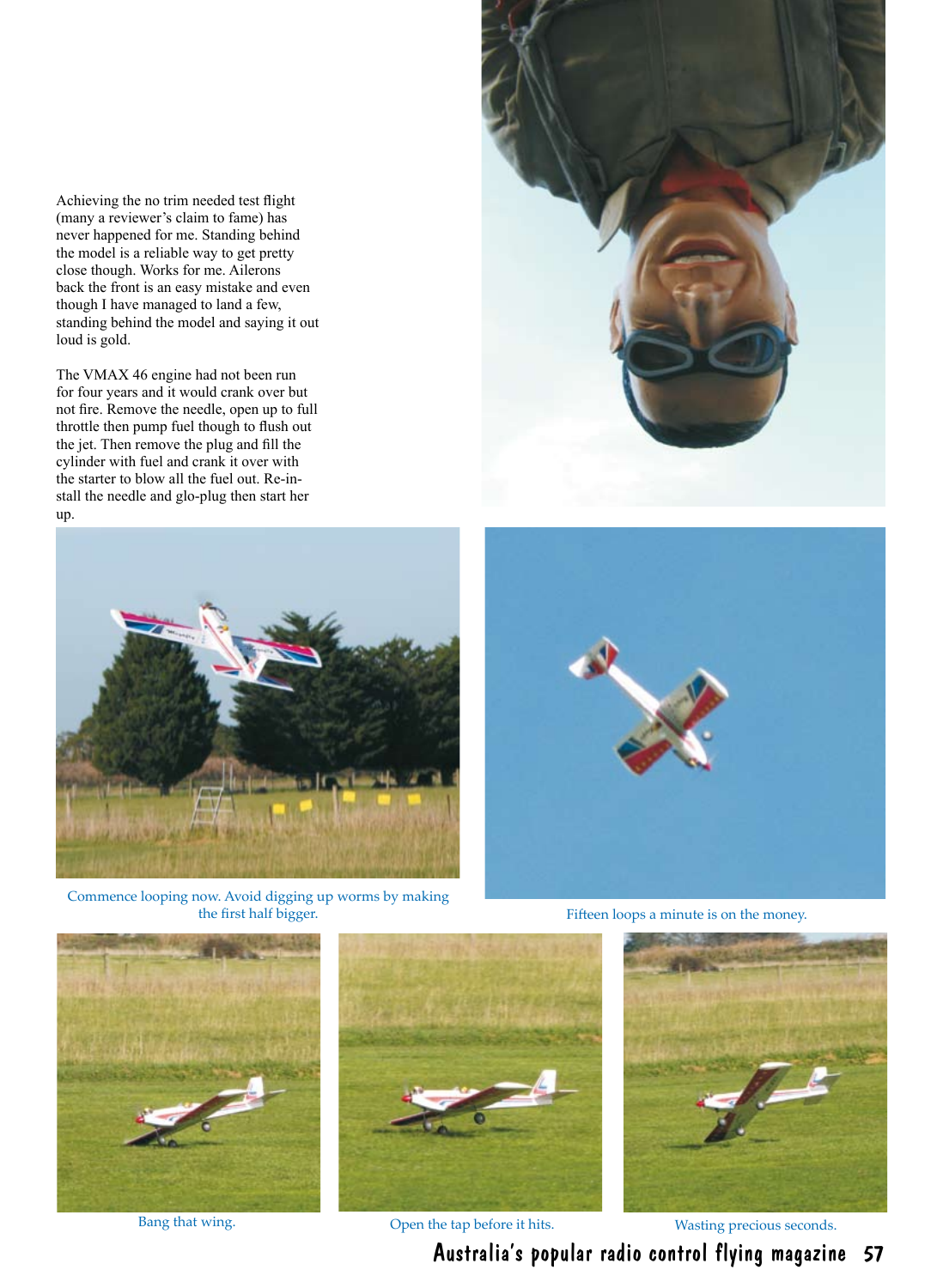Achieving the no trim needed test flight (many a reviewer's claim to fame) has never happened for me. Standing behind the model is a reliable way to get pretty close though. Works for me. Ailerons back the front is an easy mistake and even though I have managed to land a few, standing behind the model and saying it out loud is gold.

The VMAX 46 engine had not been run for four years and it would crank over but not fire. Remove the needle, open up to full throttle then pump fuel though to flush out the jet. Then remove the plug and fill the cylinder with fuel and crank it over with the starter to blow all the fuel out. Re-install the needle and glo-plug then start her up.

Commence looping now. Avoid digging up worms by making the first half bigger.

Fifteen loops a minute is on the money.

Bang that wing.

Open the tap before it hits.

Wasting precious seconds.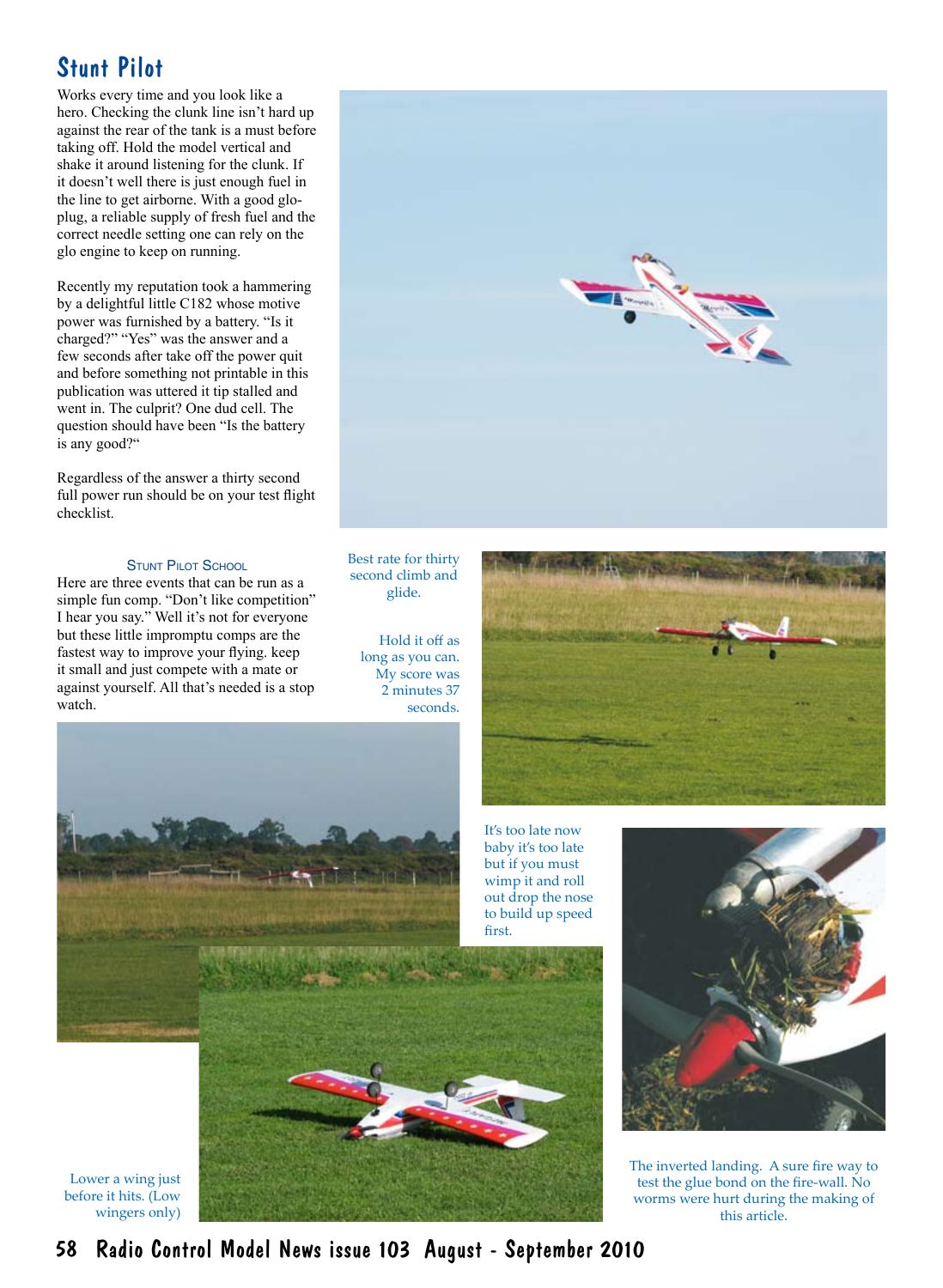## Stunt Pilot

Works every time and you look like a hero. Checking the clunk line isn't hard up against the rear of the tank is a must before taking off. Hold the model vertical and shake it around listening for the clunk. If it doesn't well there is just enough fuel in the line to get airborne. With a good glo-plug, a reliable supply of fresh fuel and the correct needle setting one can rely on the glo engine to keep on running.

Recently my reputation took a hammering by a delightful little C182 whose motive power was furnished by a battery. "Is it charged?" "Yes" was the answer and a few seconds after take off the power quit and before something not printable in this publication was uttered it tip stalled and went in. The culprit? One dud cell. The question should have been "Is the battery is any good?"

Regardless of the answer a thirty second full power run should be on your test flight checklist.

### Stunt Pilot School

Here are three events that can be run as a simple fun comp. "Don't like competition" I hear you say." Well it's not for everyone but these little impromptu comps are the fastest way to improve your flying. keep it small and just compete with a mate or against yourself. All that's needed is a stop watch.

Best rate for thirty second climb and glide.

Hold it off as long as you can. My score was 2 minutes 37 seconds.

It's too late now baby it's too late but if you must wimp it and roll out drop the nose to build up speed first.

Lower a wing just before it hits. (Low wingers only)

The inverted landing. A sure fire way to test the glue bond on the fire-wall. No worms were hurt during the making of this article.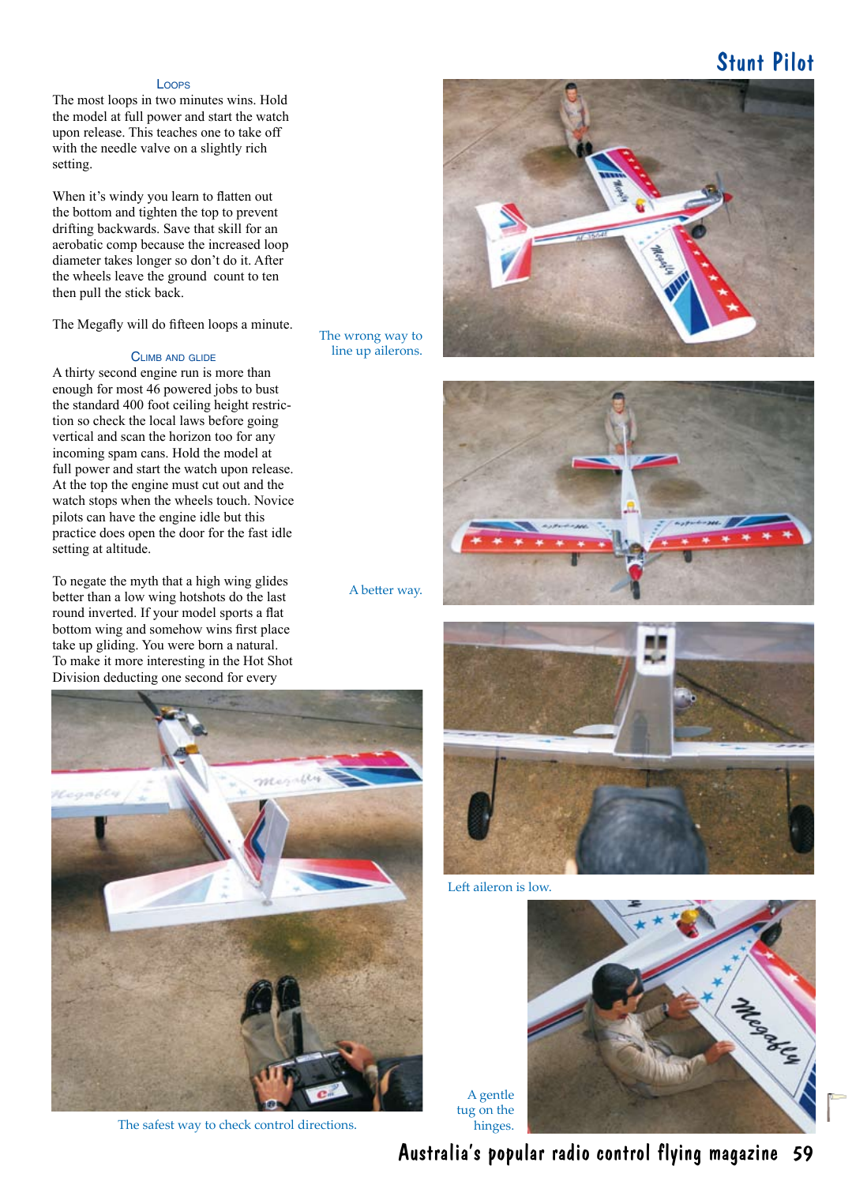### Loops

The most loops in two minutes wins. Hold the model at full power and start the watch upon release. This teaches one to take off with the needle valve on a slightly rich setting.

When it's windy you learn to flatten out the bottom and tighten the top to prevent drifting backwards. Save that skill for an aerobatic comp because the increased loop diameter takes longer so don't do it. After the wheels leave the ground count to ten then pull the stick back.

The Megafly will do fifteen loops a minute.

### Climb and Glide

A thirty second engine run is more than enough for most 46 powered jobs to bust the standard 400 foot ceiling height restriction so check the local laws before going vertical and scan the horizon too for any incoming spam cans. Hold the model at full power and start the watch upon release. At the top the engine must cut out and the watch stops when the wheels touch. Novice pilots can have the engine idle but this practice does open the door for the fast idle setting at altitude.

To negate the myth that a high wing glides better than a low wing hotshots do the last round inverted. If your model sports a flat bottom wing and somehow wins first place take up gliding. You were born a natural. To make it more interesting in the Hot Shot Division deducting one second for every

The wrong way to line up ailerons.

A better way.

Left aileron is low.

The safest way to check control directions.

A gentle tug on the hinges.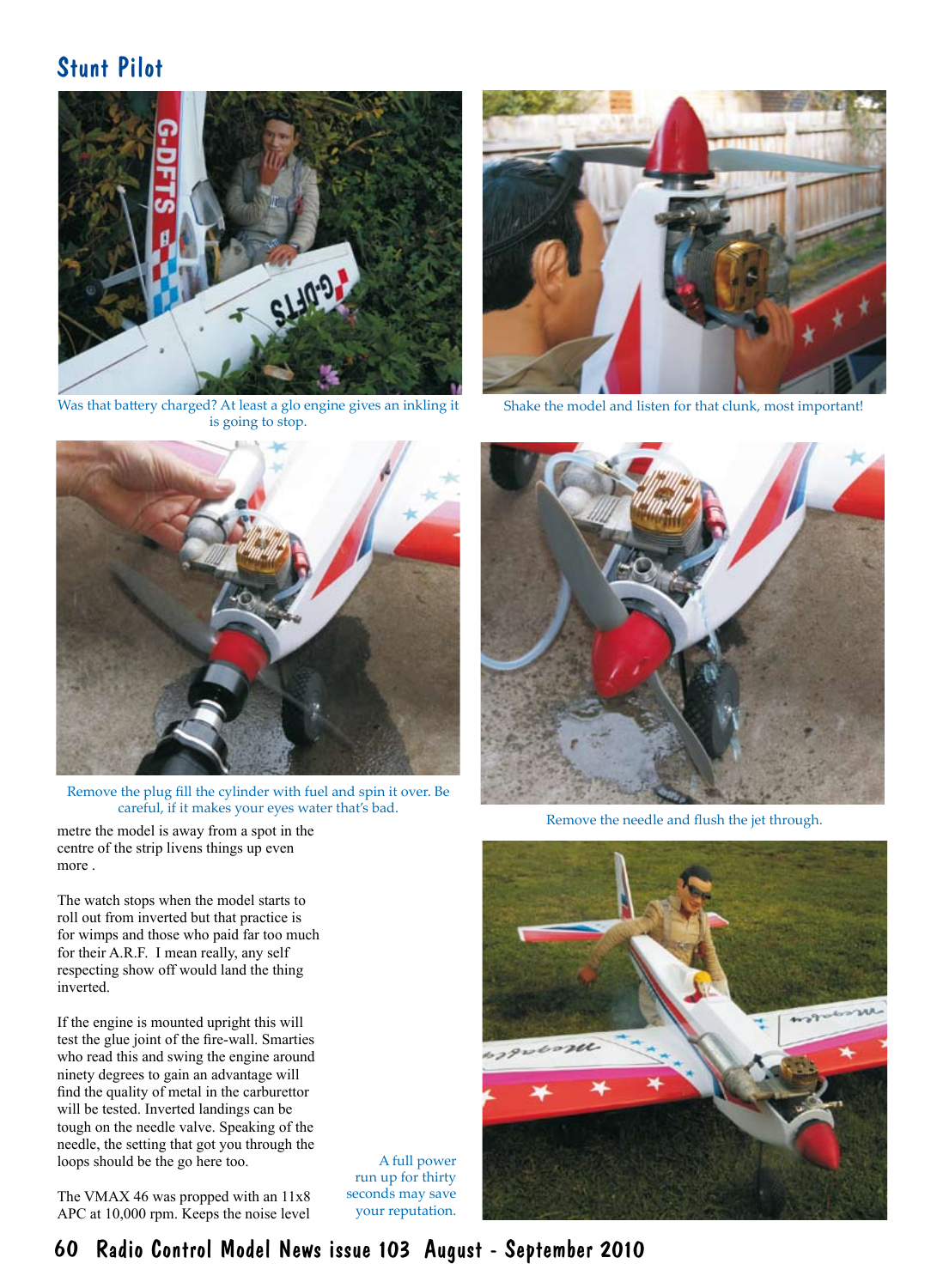## Stunt Pilot

Was that battery charged? At least a glo engine gives an inkling it is going to stop.

Shake the model and listen for that clunk, most important!

Remove the plug fill the cylinder with fuel and spin it over. Be careful, if it makes your eyes water that's bad.

Remove the needle and flush the jet through.

metre the model is away from a spot in the centre of the strip livens things up even more .

The watch stops when the model starts to roll out from inverted but that practice is for wimps and those who paid far too much for their A.R.F. I mean really, any self respecting show off would land the thing inverted.

If the engine is mounted upright this will test the glue joint of the fire-wall. Smarties who read this and swing the engine around ninety degrees to gain an advantage will find the quality of metal in the carburettor will be tested. Inverted landings can be tough on the needle valve. Speaking of the needle, the setting that got you through the loops should be the go here too.

The VMAX 46 was propped with an 11x8 APC at 10,000 rpm. Keeps the noise level

A full power run up for thirty seconds may save your reputation.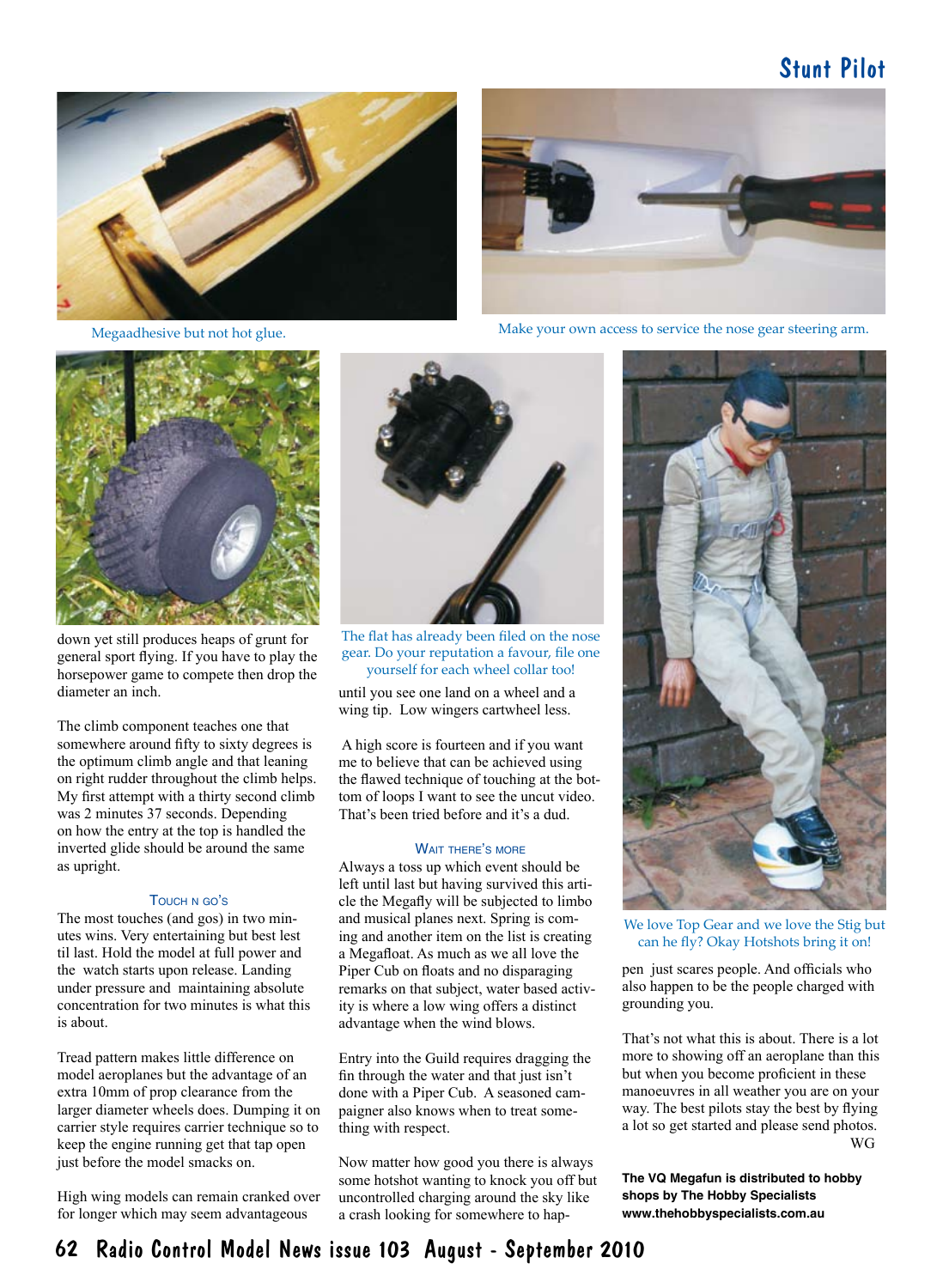Megaadhesive but not hot glue.

Make your own access to service the nose gear steering arm.

down yet still produces heaps of grunt for general sport flying. If you have to play the horsepower game to compete then drop the diameter an inch.

The climb component teaches one that somewhere around fifty to sixty degrees is the optimum climb angle and that leaning on right rudder throughout the climb helps. My first attempt with a thirty second climb was 2 minutes 37 seconds. Depending on how the entry at the top is handled the inverted glide should be around the same as upright.

### Touch n go's

The most touches (and gos) in two minutes wins. Very entertaining but best lest til last. Hold the model at full power and the watch starts upon release. Landing under pressure and maintaining absolute concentration for two minutes is what this is about.

Tread pattern makes little difference on model aeroplanes but the advantage of an extra 10mm of prop clearance from the larger diameter wheels does. Dumping it on carrier style requires carrier technique so to keep the engine running get that tap open just before the model smacks on.

High wing models can remain cranked over for longer which may seem advantageous until you see one land on a wheel and a wing tip. Low wingers cartwheel less.

The flat has already been filed on the nose gear. Do your reputation a favour, file one yourself for each wheel collar too!

A high score is fourteen and if you want me to believe that can be achieved using the flawed technique of touching at the bottom of loops I want to see the uncut video. That's been tried before and it's a dud.

### Wait there's more

Always a toss up which event should be left until last but having survived this article the Megafly will be subjected to limbo and musical planes next. Spring is coming and another item on the list is creating a Megafloat. As much as we all love the Piper Cub on floats and no disparaging remarks on that subject, water based activity is where a low wing offers a distinct advantage when the wind blows.

Entry into the Guild requires dragging the fin through the water and that just isn't done with a Piper Cub. A seasoned campaigner also knows when to treat something with respect.

Now matter how good you there is always some hotshot wanting to knock you off but uncontrolled charging around the sky like a crash looking for somewhere to happen just scares people. And officials who also happen to be the people charged with grounding you.

We love Top Gear and we love the Stig but can he fly? Okay Hotshots bring it on!

That's not what this is about. There is a lot more to showing off an aeroplane than this but when you become proficient in these manoeuvres in all weather you are on your way. The best pilots stay the best by flying a lot so get started and please send photos.

WG

**The VQ Megafun is distributed to hobby shops by The Hobby Specialists www.thehobbyspecialists.com.au**